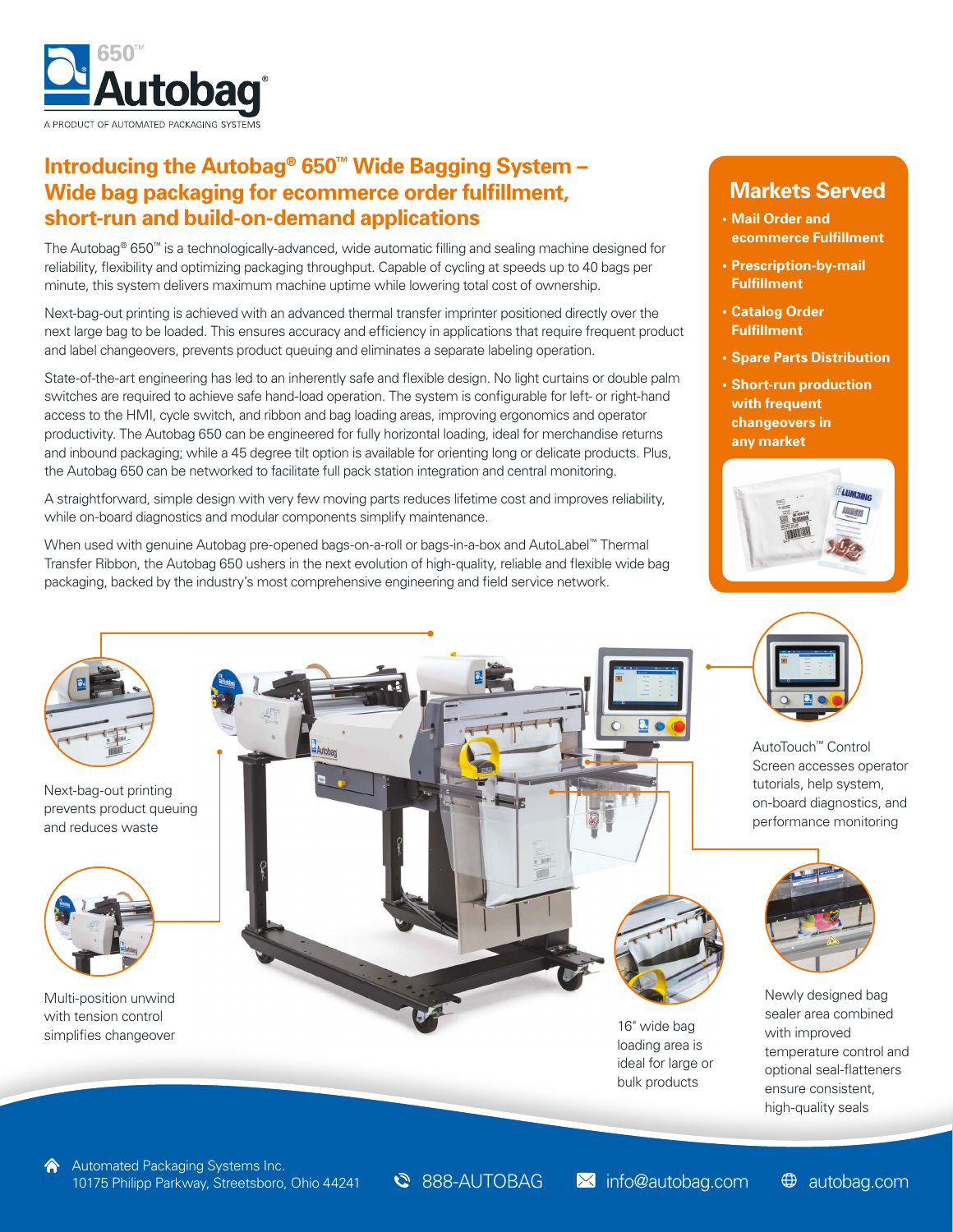650™ Autobag®

A PRODUCT OF AUTOMATED PACKAGING SYSTEMS

## Introducing the Autobag® 650™ Wide Bagging System – Wide bag packaging for ecommerce order fulfillment, short-run and build-on-demand applications

The Autobag® 650™ is a technologically-advanced, wide automatic filling and sealing machine designed for reliability, flexibility and optimizing packaging throughput. Capable of cycling at speeds up to 40 bags per minute, this system delivers maximum machine uptime while lowering total cost of ownership.

Next-bag-out printing is achieved with an advanced thermal transfer imprinter positioned directly over the next large bag to be loaded. This ensures accuracy and efficiency in applications that require frequent product and label changeovers, prevents product queuing and eliminates a separate labeling operation.

State-of-the-art engineering has led to an inherently safe and flexible design. No light curtains or double palm switches are required to achieve safe hand-load operation. The system is configurable for left- or right-hand access to the HMI, cycle switch, and ribbon and bag loading areas, improving ergonomics and operator productivity. The Autobag 650 can be engineered for fully horizontal loading, ideal for merchandise returns and inbound packaging; while a 45 degree tilt option is available for orienting long or delicate products. Plus, the Autobag 650 can be networked to facilitate full pack station integration and central monitoring.

A straightforward, simple design with very few moving parts reduces lifetime cost and improves reliability, while on-board diagnostics and modular components simplify maintenance.

When used with genuine Autobag pre-opened bags-on-a-roll or bags-in-a-box and AutoLabel™ Thermal Transfer Ribbon, the Autobag 650 ushers in the next evolution of high-quality, reliable and flexible wide bag packaging, backed by the industry's most comprehensive engineering and field service network.

## Markets Served

- Mail Order and ecommerce Fulfillment
- Prescription-by-mail Fulfillment
- Catalog Order Fulfillment
- Spare Parts Distribution
- Short-run production with frequent changeovers in any market

Next-bag-out printing prevents product queuing and reduces waste

Multi-position unwind with tension control simplifies changeover

AutoTouch™ Control Screen accesses operator tutorials, help system, on-board diagnostics, and performance monitoring

16" wide bag loading area is ideal for large or bulk products

Newly designed bag sealer area combined with improved temperature control and optional seal-flatteners ensure consistent, high-quality seals

Automated Packaging Systems Inc.
10175 Philipp Parkway, Streetsboro, Ohio 44241

888-AUTOBAG | info@autobag.com | autobag.com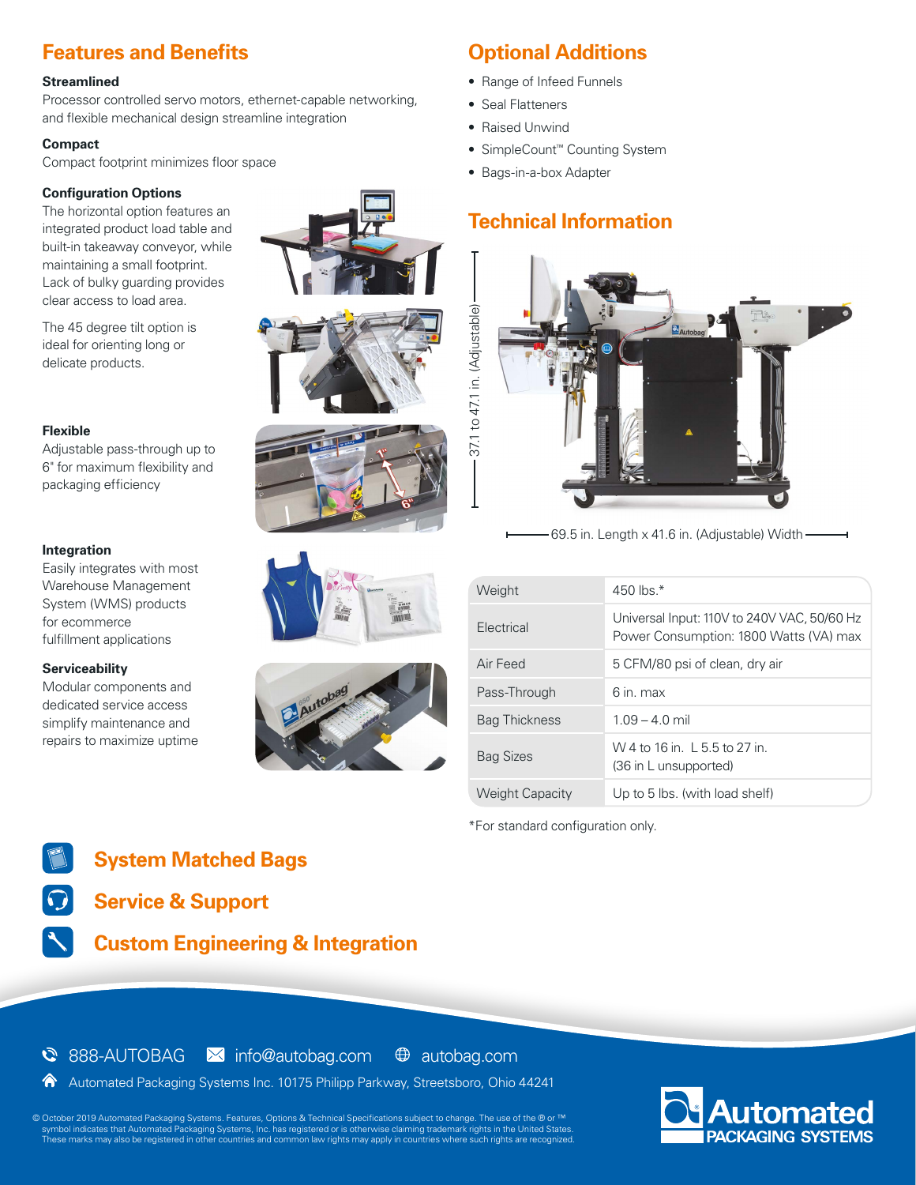## Features and Benefits

**Streamlined**

Processor controlled servo motors, ethernet-capable networking, and flexible mechanical design streamline integration

**Compact**

Compact footprint minimizes floor space

**Configuration Options**

The horizontal option features an integrated product load table and built-in takeaway conveyor, while maintaining a small footprint. Lack of bulky guarding provides clear access to load area.

The 45 degree tilt option is ideal for orienting long or delicate products.

**Flexible**

Adjustable pass-through up to 6" for maximum flexibility and packaging efficiency

**Integration**

Easily integrates with most Warehouse Management System (WMS) products for ecommerce fulfillment applications

**Serviceability**

Modular components and dedicated service access simplify maintenance and repairs to maximize uptime

## Optional Additions

- Range of Infeed Funnels
- Seal Flatteners
- Raised Unwind
- SimpleCount™ Counting System
- Bags-in-a-box Adapter

## Technical Information

37.1 to 47.1 in. (Adjustable)

69.5 in. Length x 41.6 in. (Adjustable) Width

| | |
|---|---|
| Weight | 450 lbs.* |
| Electrical | Universal Input: 110V to 240V VAC, 50/60 Hz<br>Power Consumption: 1800 Watts (VA) max |
| Air Feed | 5 CFM/80 psi of clean, dry air |
| Pass-Through | 6 in. max |
| Bag Thickness | 1.09 – 4.0 mil |
| Bag Sizes | W 4 to 16 in. L 5.5 to 27 in.<br>(36 in L unsupported) |
| Weight Capacity | Up to 5 lbs. (with load shelf) |

*For standard configuration only.

## System Matched Bags

## Service & Support

## Custom Engineering & Integration

888-AUTOBAG info@autobag.com autobag.com

Automated Packaging Systems Inc. 10175 Philipp Parkway, Streetsboro, Ohio 44241

© October 2019 Automated Packaging Systems. Features, Options & Technical Specifications subject to change. The use of the ® or ™ symbol indicates that Automated Packaging Systems, Inc. has registered or is otherwise claiming trademark rights in the United States. These marks may also be registered in other countries and common law rights may apply in countries where such rights are recognized.

Automated PACKAGING SYSTEMS